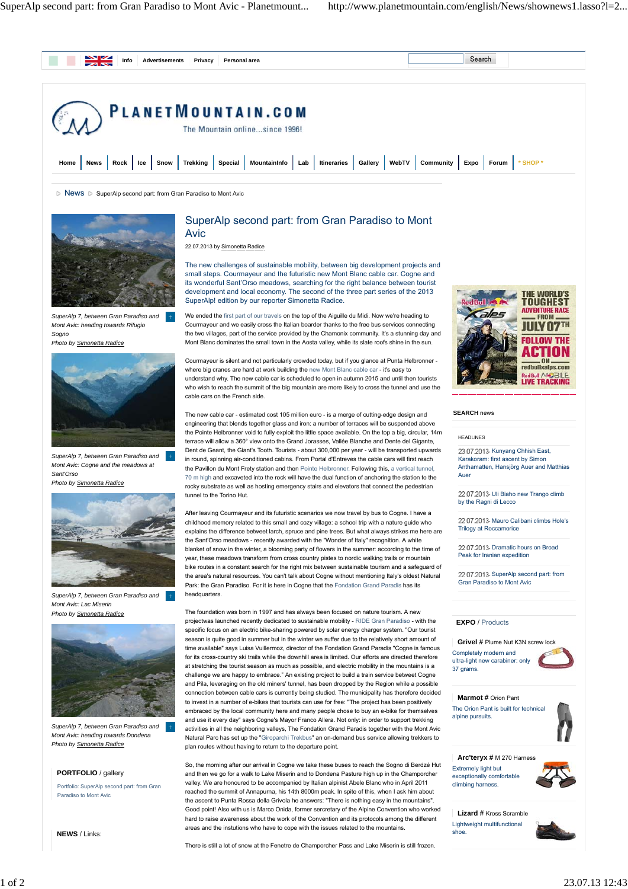Info | Advertisements | Privacy | Personal area

Search

# PLANETMOUNTAIN.COM

The Mountain online...since 1996!

Home | News | Rock | Ice | Snow | Trekking | Special | MountainInfo | Lab | Itineraries | Gallery | WebTV | Community | Expo | Forum | * SHOP *

News ▷ SuperAlp second part: from Gran Paradiso to Mont Avic

*SuperAlp 7, between Gran Paradiso and Mont Avic: heading towards Rifugio Sogno*
*Photo by Simonetta Radice*

*SuperAlp 7, between Gran Paradiso and Mont Avic: Cogne and the meadows at Sant'Orso*
*Photo by Simonetta Radice*

*SuperAlp 7, between Gran Paradiso and Mont Avic: Lac Miserin*
*Photo by Simonetta Radice*

*SuperAlp 7, between Gran Paradiso and Mont Avic: heading towards Dondena*
*Photo by Simonetta Radice*

# SuperAlp second part: from Gran Paradiso to Mont Avic

22.07.2013 by Simonetta Radice

The new challenges of sustainable mobility, between big development projects and small steps. Courmayeur and the futuristic new Mont Blanc cable car. Cogne and its wonderful Sant'Orso meadows, searching for the right balance between tourist development and local economy. The second of the three part series of the 2013 SuperAlp! edition by our reporter Simonetta Radice.

We ended the first part of our travels on the top of the Aiguille du Midi. Now we're heading to Courmayeur and we easily cross the Italian boarder thanks to the free bus services connecting the two villages, part of the service provided by the Chamonix community. It's a stunning day and Mont Blanc dominates the small town in the Aosta valley, with its slate roofs shine in the sun.

Courmayeur is silent and not particularly crowded today, but if you glance at Punta Helbronner - where big cranes are hard at work building the new Mont Blanc cable car - it's easy to understand why. The new cable car is scheduled to open in autumn 2015 and until then tourists who wish to reach the summit of the big mountain are more likely to cross the tunnel and use the cable cars on the French side.

The new cable car - estimated cost 105 million euro - is a merge of cutting-edge design and engineering that blends together glass and iron: a number of terraces will be suspended above the Pointe Helbronner void to fully exploit the little space available. On the top a big, circular, 14m terrace will allow a 360° view onto the Grand Jorasses, Vallée Blanche and Dente del Gigante, Dent de Geant, the Giant's Tooth. Tourists - about 300,000 per year - will be transported upwards in round, spinning air-conditioned cabins. From Portal d'Entreves the cable cars will first reach the Pavillon du Mont Frety station and then Pointe Helbronner. Following this, a vertical tunnel, 70 m high and excavated into the rock will have the dual function of anchoring the station to the rocky substrate as well as hosting emergency stairs and elevators that connect the pedestrian tunnel to the Torino Hut.

After leaving Courmayeur and its futuristic scenarios we now travel by bus to Cogne. I have a childhood memory related to this small and cozy village: a school trip with a nature guide who explains the difference between larch, spruce and pine trees. But what always strikes me here are the Sant'Orso meadows - recently awarded with the "Wonder of Italy" recognition. A white blanket of snow in the winter, a blooming party of flowers in the summer: according to the time of year, these meadows transform from cross country pistes to nordic walking trails or mountain bike routes in a constant search for the right mix between sustainable tourism and a safeguard of the area's natural resources. You can't talk about Cogne without mentioning Italy's oldest Natural Park: the Gran Paradiso. For it is here in Cogne that the Fondation Grand Paradis has its headquarters.

The foundation was born in 1997 and has always been focused on nature tourism. A new projectwas launched recently dedicated to sustainable mobility - RIDE Gran Paradiso - with the specific focus on an electric bike-sharing powered by solar energy charger system. "Our tourist season is quite good in summer but in the winter we suffer due to the relatively short amount of time available" says Luisa Vuillermoz, director of the Fondation Grand Paradis "Cogne is famous for its cross-country ski trails while the downhill area is limited. Our efforts are directed therefore at stretching the tourist season as much as possible, and electric mobility in the mountains is a challenge we are happy to embrace." An existing project to build a train service between Cogne and Pila, leveraging on the old miners' tunnel, has been dropped by the Region while a possible connection between cable cars is currently being studied. The municipality has therefore decided to invest in a number of e-bikes that tourists can use for free: "The project has been positively embraced by the local community here and many people chose to buy an e-bike for themselves and use it every day" says Cogne's Mayor Franco Allera. Not only: in order to support trekking activities in all the neighboring valleys, The Fondation Grand Paradis together with the Mont Avic Natural Parc has set up the "Giroparchi Trekbus" an on-demand bus service allowing trekkers to plan routes without having to return to the departure point.

So, the morning after our arrival in Cogne we take these buses to reach the Sogno di Berdzé Hut and then we go for a walk to Lake Miserin and to Dondena Pasture high up in the Champorcher valley. We are honoured to be accompanied by Italian alpinist Abele Blanc who in April 2011 reached the summit of Annapurna, his 14th 8000m peak. In spite of this, when I ask him about the ascent to Punta Rossa della Grivola he answers: "There is nothing easy in the mountains". Good point! Also with us is Marco Onida, former secretary of the Alpine Convention who worked hard to raise awareness about the work of the Convention and its protocols among the different areas and the instutions who have to cope with the issues related to the mountains.

There is still a lot of snow at the Fenetre de Champorcher Pass and Lake Miserin is still frozen.

**PORTFOLIO** / gallery

Portfolio: SuperAlp second part: from Gran Paradiso to Mont Avic

**NEWS** / Links:

**SEARCH** news

HEADLINES

23.07.2013- Kunyang Chhish East, Karakoram: first ascent by Simon Anthamatten, Hansjörg Auer and Matthias Auer

22.07.2013- Uli Biaho new Trango climb by the Ragni di Lecco

22.07.2013- Mauro Calibani climbs Hole's Trilogy at Roccamorice

22.07.2013- Dramatic hours on Broad Peak for Iranian expedition

22.07.2013- SuperAlp second part: from Gran Paradiso to Mont Avic

**EXPO** / Products

**Grivel** # Plume Nut K3N screw lock
Completely modern and ultra-light new carabiner: only 37 grams.

**Marmot** # Orion Pant
The Orion Pant is built for technical alpine pursuits.

**Arc'teryx** # M 270 Harness
Extremely light but exceptionally comfortable climbing harness.

**Lizard** # Kross Scramble
Lightweight multifunctional shoe.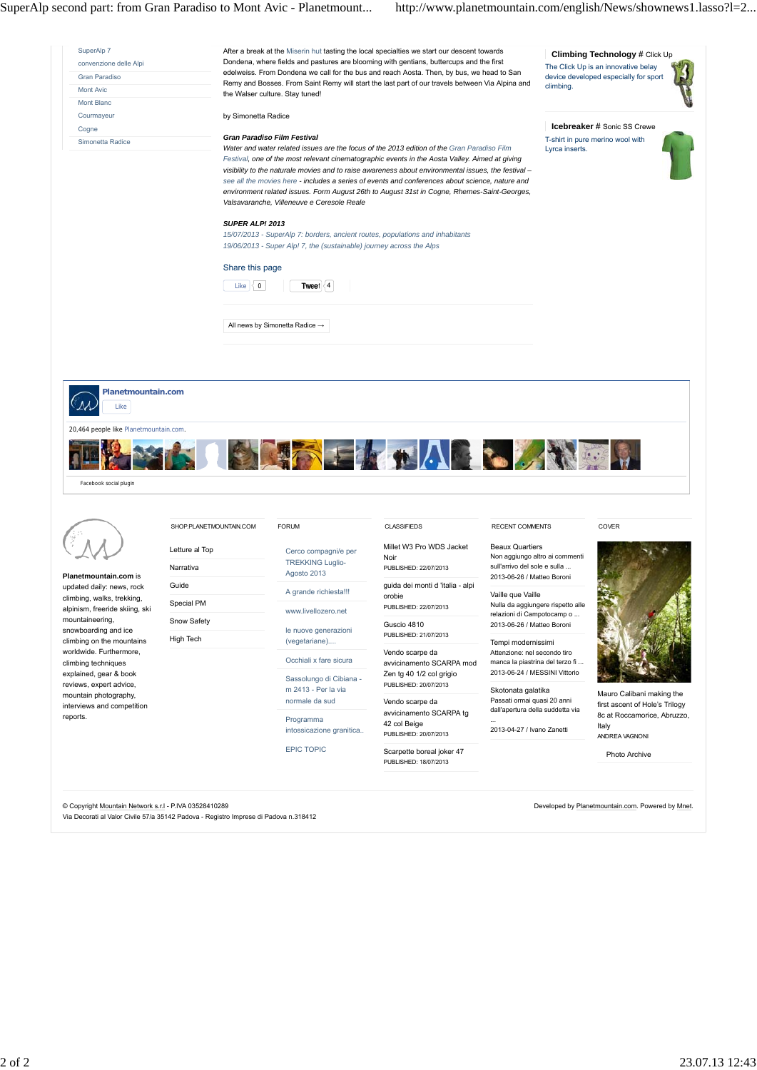- SuperAlp 7
- convenzione delle Alpi
- Gran Paradiso
- Mont Avic
- Mont Blanc
- Courmayeur
- Cogne
- Simonetta Radice

After a break at the Miserin hut tasting the local specialties we start our descent towards Dondena, where fields and pastures are blooming with gentians, buttercups and the first edelweiss. From Dondena we call for the bus and reach Aosta. Then, by bus, we head to San Remy and Bosses. From Saint Remy will start the last part of our travels between Via Alpina and the Walser culture. Stay tuned!

by Simonetta Radice

***Gran Paradiso Film Festival***

*Water and water related issues are the focus of the 2013 edition of the Gran Paradiso Film Festival, one of the most relevant cinematographic events in the Aosta Valley. Aimed at giving visibility to the naturale movies and to raise awareness about environmental issues, the festival – see all the movies here - includes a series of events and conferences about science, nature and environment related issues. Form August 26th to August 31st in Cogne, Rhemes-Saint-Georges, Valsavarance, Villeneuve e Ceresole Reale*

***SUPER ALP! 2013***

*15/07/2013 - SuperAlp 7: borders, ancient routes, populations and inhabitants*
*19/06/2013 - Super Alp! 7, the (sustainable) journey across the Alps*

Share this page

Like 0 Tweet 4

All news by Simonetta Radice →

**Climbing Technology** # Click Up
The Click Up is an innovative belay device developed especially for sport climbing.

**Icebreaker** # Sonic SS Crewe
T-shirt in pure merino wool with Lyrca inserts.

**Planetmountain.com**
Like

20,464 people like Planetmountain.com.

Facebook social plugin

**Planetmountain.com** is updated daily: news, rock climbing, walks, trekking, alpinism, freeride skiing, ski mountaineering, snowboarding and ice climbing on the mountains worldwide. Furthermore, climbing techniques explained, gear & book reviews, expert advice, mountain photography, interviews and competition reports.

SHOP.PLANETMOUNTAIN.COM

- Letture al Top
- Narrativa
- Guide
- Special PM
- Snow Safety
- High Tech

FORUM

- Cerco compagni/e per TREKKING Luglio-Agosto 2013
- A grande richiesta!!!
- www.livellozero.net
- le nuove generazioni (vegetariane)....
- Occhiali x fare sicura
- Sassolungo di Cibiana - m 2413 - Per la via normale da sud
- Programma intossicazione granitica..
- EPIC TOPIC

CLASSIFIEDS

- Millet W3 Pro WDS Jacket Noir
  PUBLISHED: 22/07/2013
- guida dei monti d 'italia - alpi orobie
  PUBLISHED: 22/07/2013
- Guscio 4810
  PUBLISHED: 21/07/2013
- Vendo scarpe da avvicinamento SCARPA mod Zen tg 40 1/2 col grigio
  PUBLISHED: 20/07/2013
- Vendo scarpe da avvicinamento SCARPA tg 42 col Beige
  PUBLISHED: 20/07/2013
- Scarpette boreal joker 47
  PUBLISHED: 18/07/2013

RECENT COMMENTS

- Beaux Quartiers
  Non aggiungo altro ai commenti sull'arrivo del sole e sulla ...
  2013-06-26 / Matteo Boroni
- Vaille que Vaille
  Nulla da aggiungere rispetto alle relazioni di Campotocamp o ...
  2013-06-26 / Matteo Boroni
- Tempi modernissimi
  Attenzione: nel secondo tiro manca la piastrina del terzo fi ...
  2013-06-24 / MESSINI Vittorio
- Skotonata galatika
  Passati ormai quasi 20 anni dall'apertura della suddetta via ...
  2013-04-27 / Ivano Zanetti

COVER

Mauro Calibani making the first ascent of Hole's Trilogy 8c at Roccamorice, Abruzzo, Italy
ANDREA VAGNONI

Photo Archive

© Copyright Mountain Network s.r.l - P.IVA 03528410289
Via Decorati al Valor Civile 57/a 35142 Padova - Registro Imprese di Padova n.318412

Developed by Planetmountain.com. Powered by Mnet.